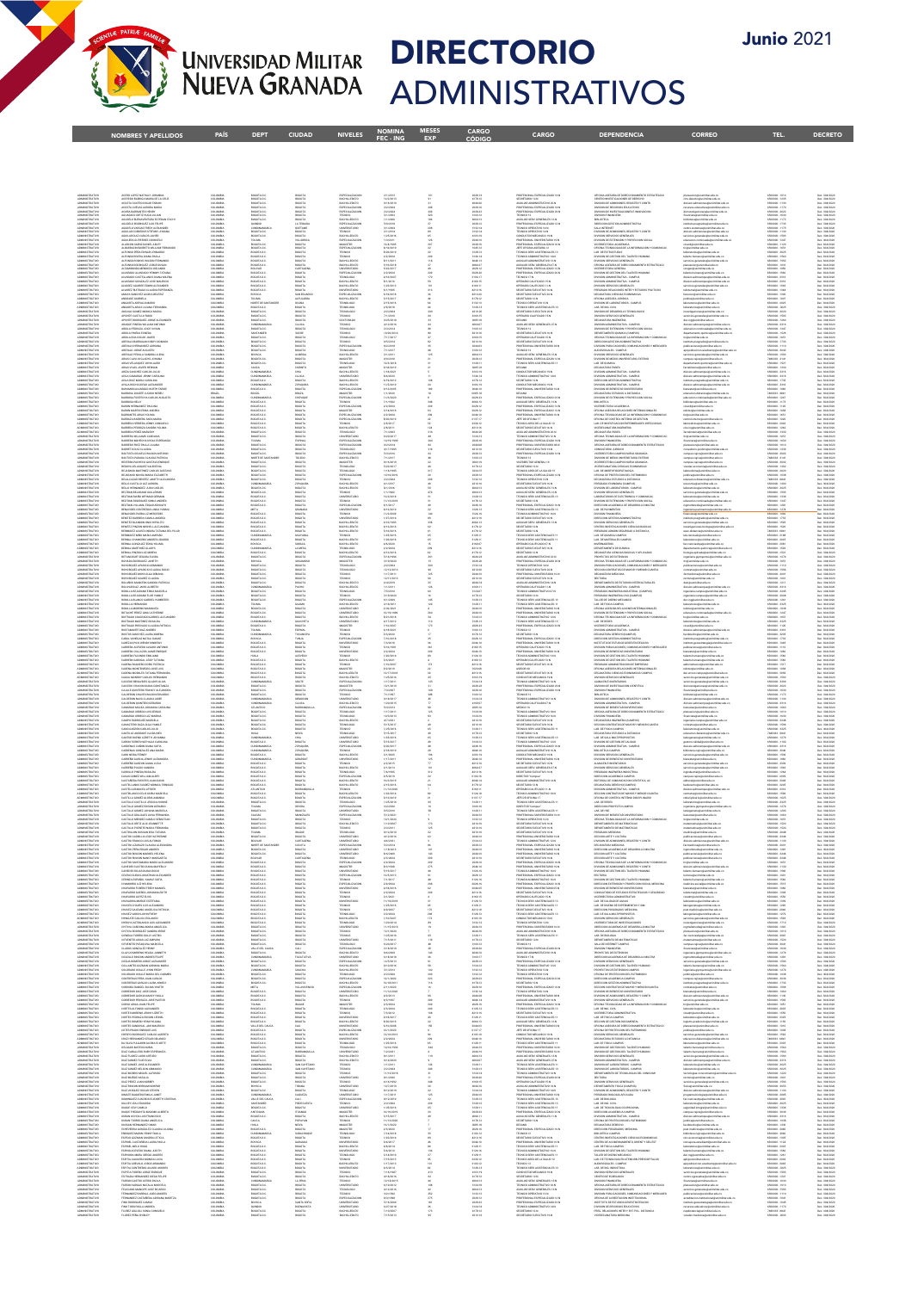# UNIVERSIDAD MILITAR NUEVA GRANADA

# DIRECTORIO ADMINISTRATIVOS

**Junio 2021**

| NOMBRES Y APELLIDOS | PAÍS | DEPT | CIUDAD | NIVELES | NOMINA FEC - ING | MESES EXP | CARGO CÓDIGO | CARGO | DEPENDENCIA | CORREO | TEL. | DECRETO |
| --- | --- | --- | --- | --- | --- | --- | --- | --- | --- | --- | --- | --- |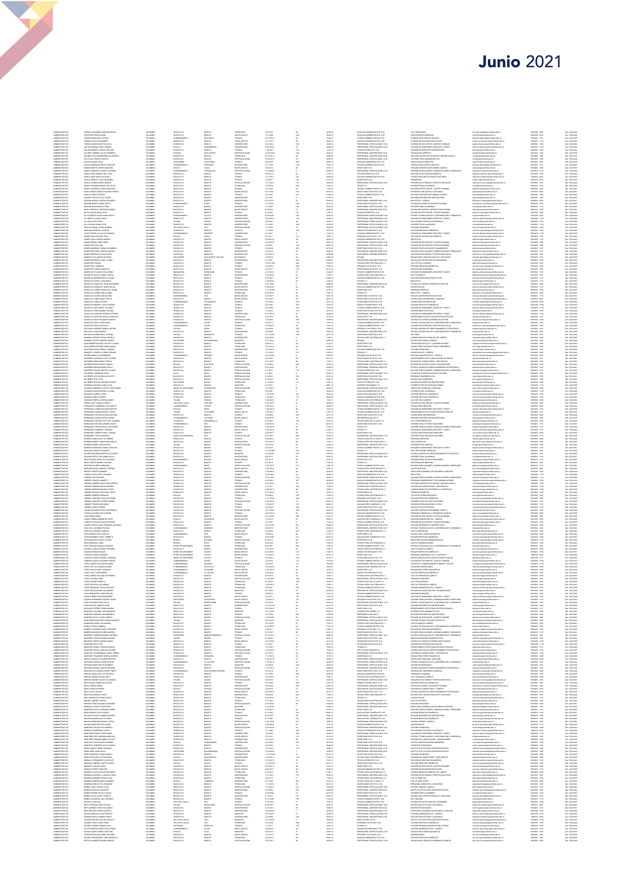# Junio 2021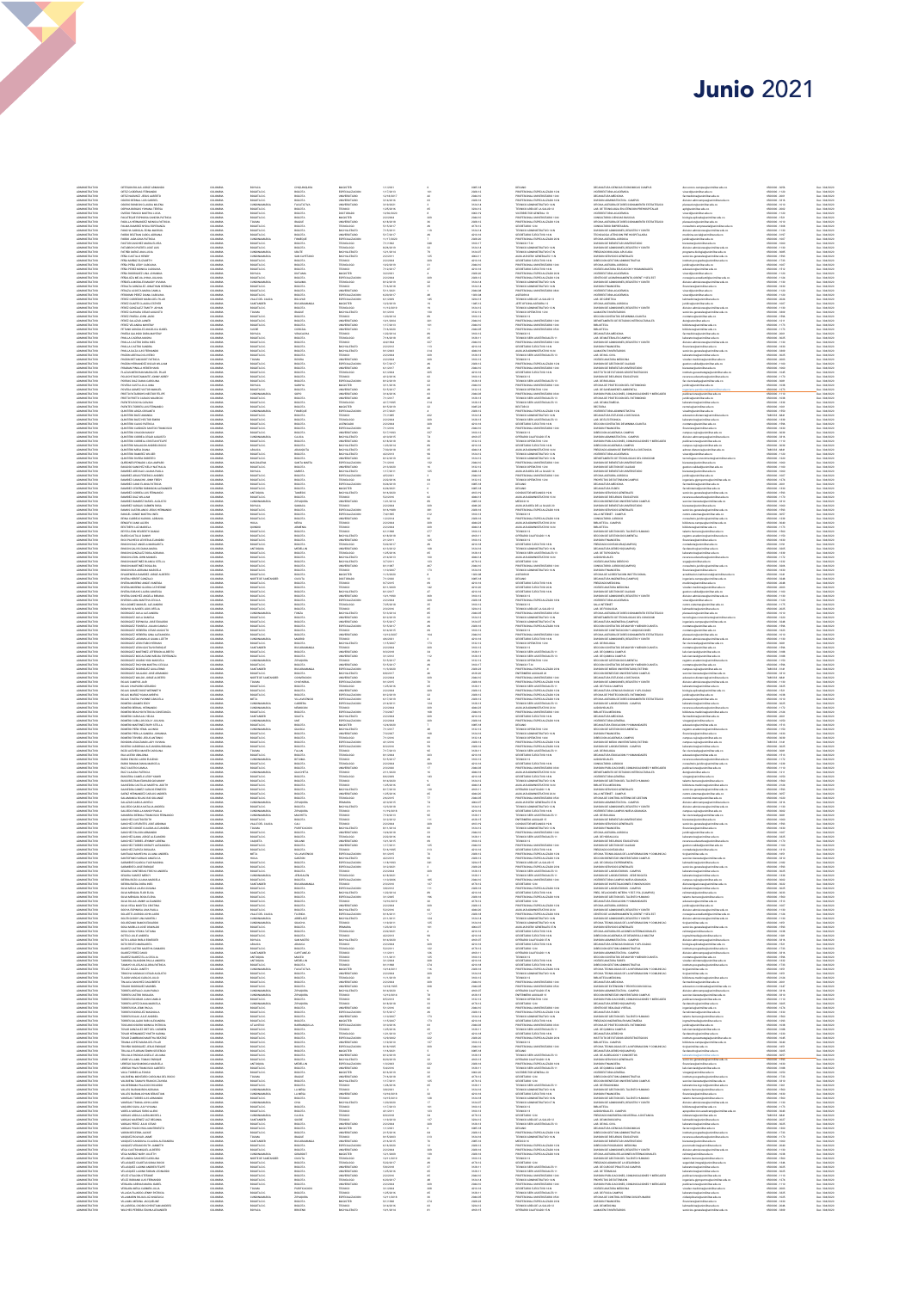# Junio 2021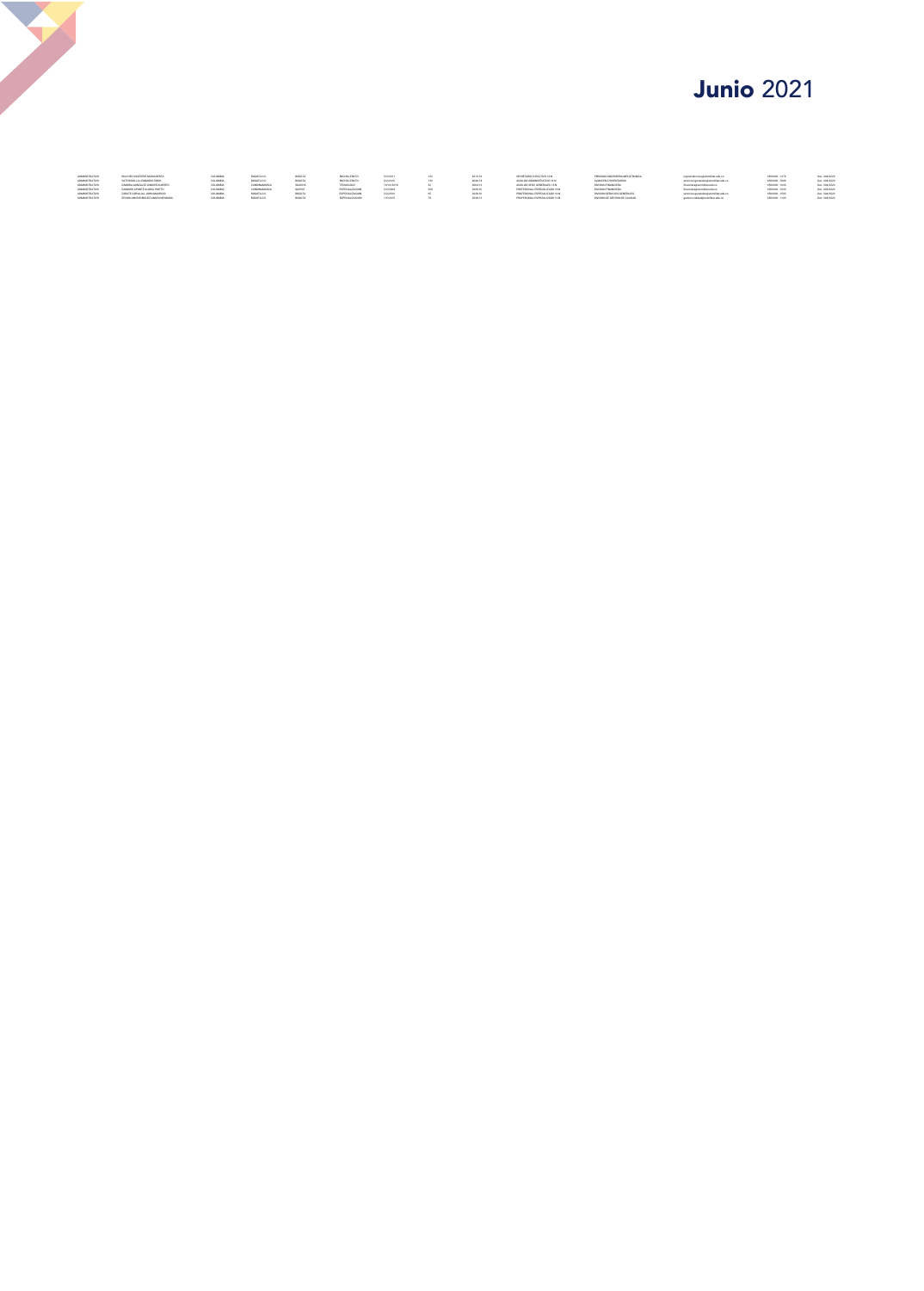# **Junio** 2021

| | | | | | | | | | | | | | |
|---|---|---|---|---|---|---|---|---|---|---|---|---|---|
| ADMINISTRATIVO | MUCHES DOSSIER MARIA NIRITA | COLOMBIA | BOGOTÁ D.C. | BOGOTÁ | BACHILLERATO | 7/1/2011 | 120 | 2019-19 | SECRETARIA EJECUTIVA 14 N | PERSONAS INGENIERIA ARQUITECTONICA | | 6900000 - 1270 | Dic. 13/6/2021 |
| ADMINISTRATIVO | YATE BONILLA LEONARDO ENRIC | COLOMBIA | BOGOTÁ D.C. | BOGOTÁ | BACHILLERATO | 9/2/2010 | 139 | 2020-14 | AUXILIAR ADMINISTRATIVO 14 N | GESTION Y CONTRATOS | | 6900000 - 1000 | Dic. 13/6/2021 |
| ADMINISTRATIVO | ZAMORA VARGAS EDWARD ALBERTO | COLOMBIA | CUNDINAMARCA | SOACHA | TECNOLOGO | 13/11/2019 | 61 | 2020-11 | AUXILIAR DE SERV. GENERALES 11 N | DIVISION FINANCIERA | | 6900000 - 1510 | Dic. 13/6/2021 |
| ADMINISTRATIVO | ZAMUDIO APONTE GLORIA YISETH | COLOMBIA | CUNDINAMARCA | SOPO | ESPECIALIZACION | 2/2/2004 | 209 | 2020-15 | PROFESIONAL ESPECIALIZADO 18 N | DIVISION FINANCIERA | | 6900000 - 1510 | Dic. 13/6/2021 |
| ADMINISTRATIVO | ZARATE CARVAJAL JOHN MAURICIO | COLOMBIA | BOGOTÁ D.C. | BOGOTÁ | ESPECIALIZACION | 2/1/2010 | 60 | 2020-16 | PROFESIONAL ESPECIALIZADO 16 N | DIVISION SERVICIOS GENERALES | | 6900000 - 1000 | Dic. 13/6/2021 |
| ADMINISTRATIVO | ZETINA ANDRES ORLANDO ANGELICA MARIA | COLOMBIA | BOGOTÁ D.C. | BOGOTÁ | ESPECIALIZACION | 1/1/2015 | 78 | 2020-13 | PROFESIONAL ESPECIALIZADO 13 N | DIVISION DE GESTION DE CALIDAD | | 6900000 - 1100 | Dic. 13/6/2021 |